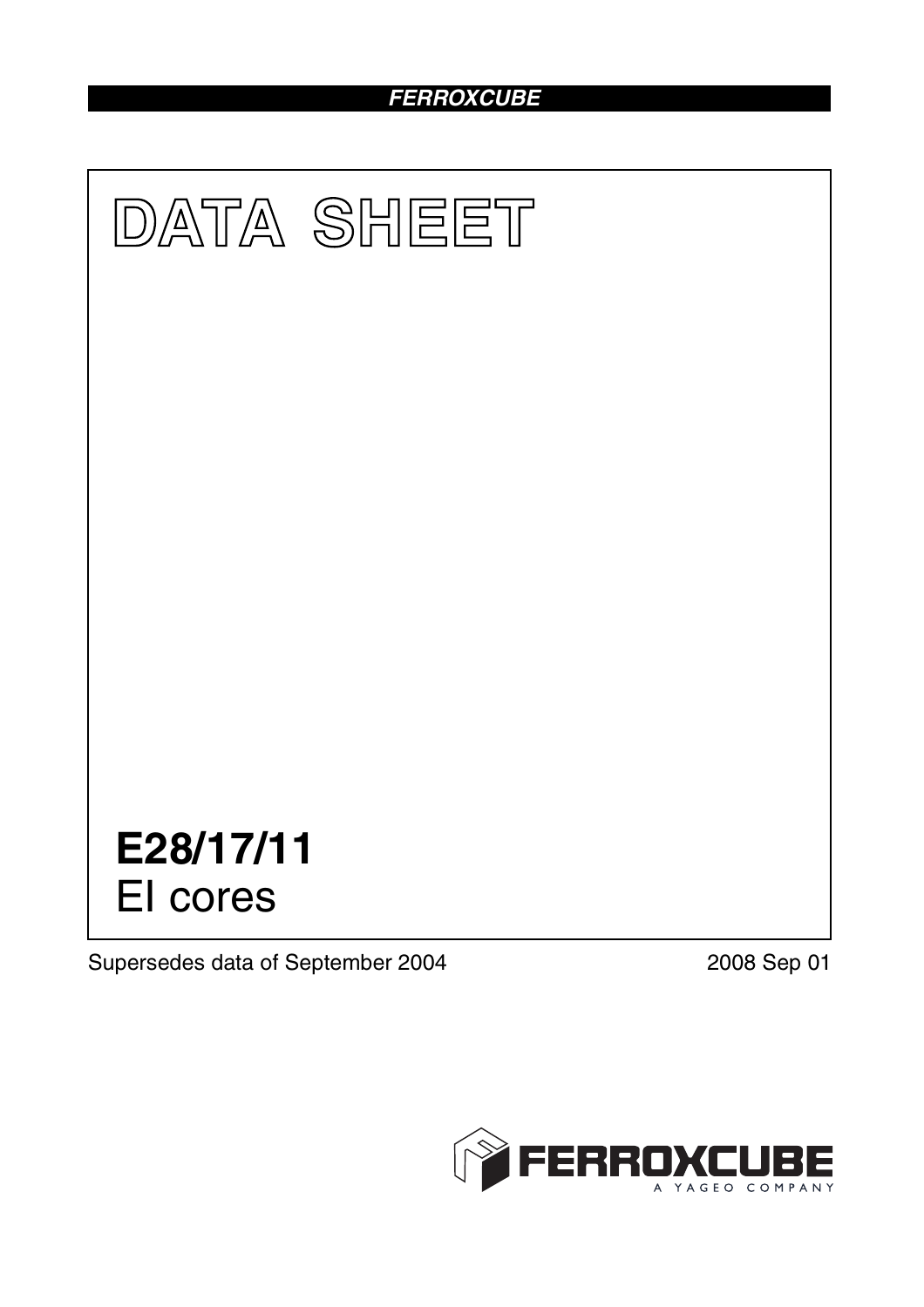**FERROXCUBE**

# DATA SHEET

## E28/17/11
EI cores

Supersedes data of September 2004

2008 Sep 01

FERROXCUBE
A YAGEO COMPANY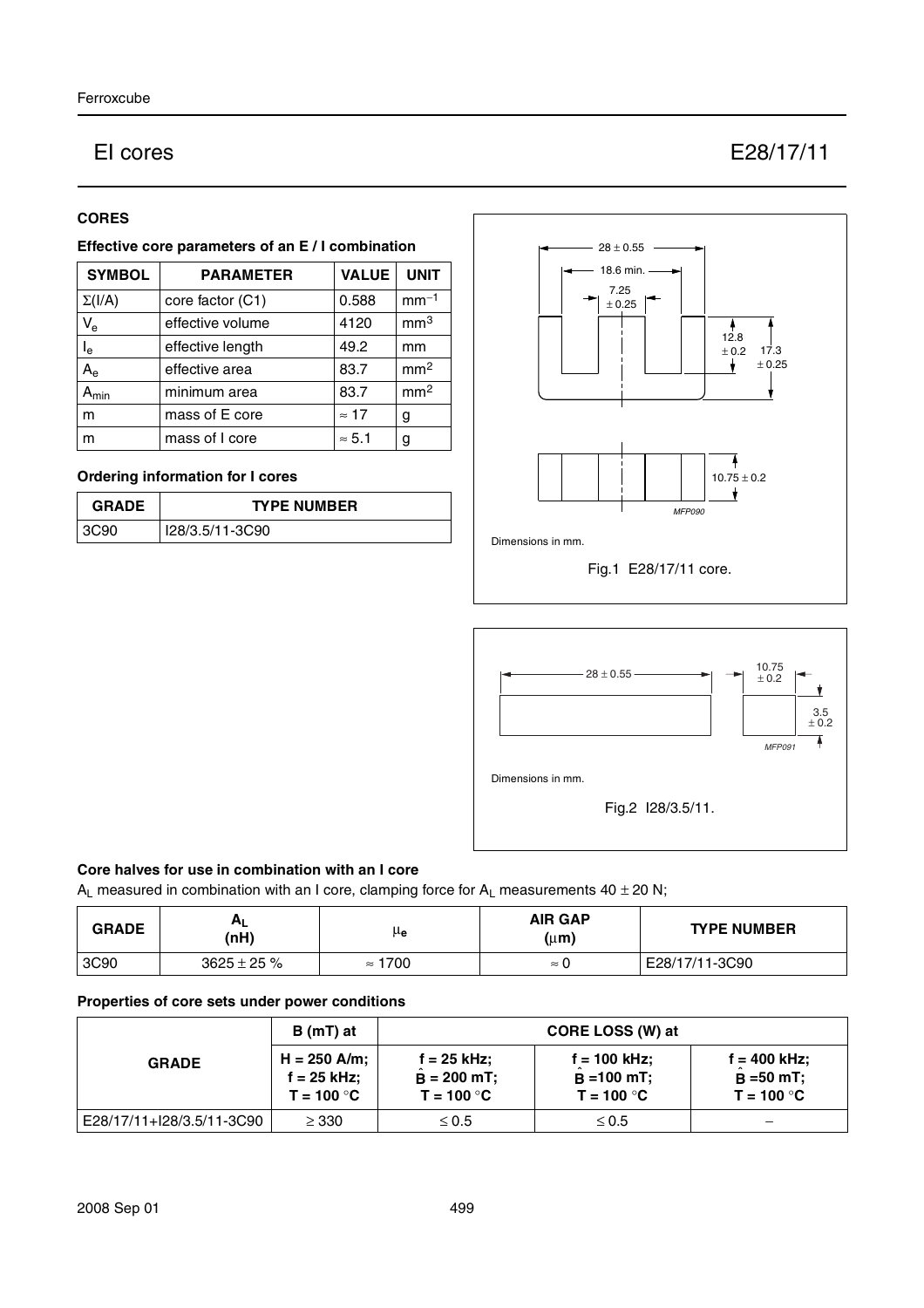# EI cores

## E28/17/11

### CORES

#### Effective core parameters of an E / I combination

| SYMBOL | PARAMETER | VALUE | UNIT |
|---|---|---|---|
| $\Sigma(I/A)$ | core factor (C1) | 0.588 | $mm^{-1}$ |
| $V_e$ | effective volume | 4120 | $mm^3$ |
| $l_e$ | effective length | 49.2 | mm |
| $A_e$ | effective area | 83.7 | $mm^2$ |
| $A_{min}$ | minimum area | 83.7 | $mm^2$ |
| m | mass of E core | ≈ 17 | g |
| m | mass of I core | ≈ 5.1 | g |

#### Ordering information for I cores

| GRADE | TYPE NUMBER |
|---|---|
| 3C90 | I28/3.5/11-3C90 |

Dimensions in mm.

Fig.1 E28/17/11 core.

Dimensions in mm.

Fig.2 I28/3.5/11.

#### Core halves for use in combination with an I core

$A_L$ measured in combination with an I core, clamping force for $A_L$ measurements 40 ± 20 N;

| GRADE | $A_L$ (nH) | $\mu_e$ | AIR GAP (μm) | TYPE NUMBER |
|---|---|---|---|---|
| 3C90 | 3625 ± 25 % | ≈ 1700 | ≈ 0 | E28/17/11-3C90 |

#### Properties of core sets under power conditions

| GRADE | B (mT) at | CORE LOSS (W) at | | |
|---|---|---|---|---|
| | H = 250 A/m; f = 25 kHz; T = 100 °C | f = 25 kHz; $\hat{B}$ = 200 mT; T = 100 °C | f = 100 kHz; $\hat{B}$ = 100 mT; T = 100 °C | f = 400 kHz; $\hat{B}$ = 50 mT; T = 100 °C |
| E28/17/11+I28/3.5/11-3C90 | ≥ 330 | ≤ 0.5 | ≤ 0.5 | − |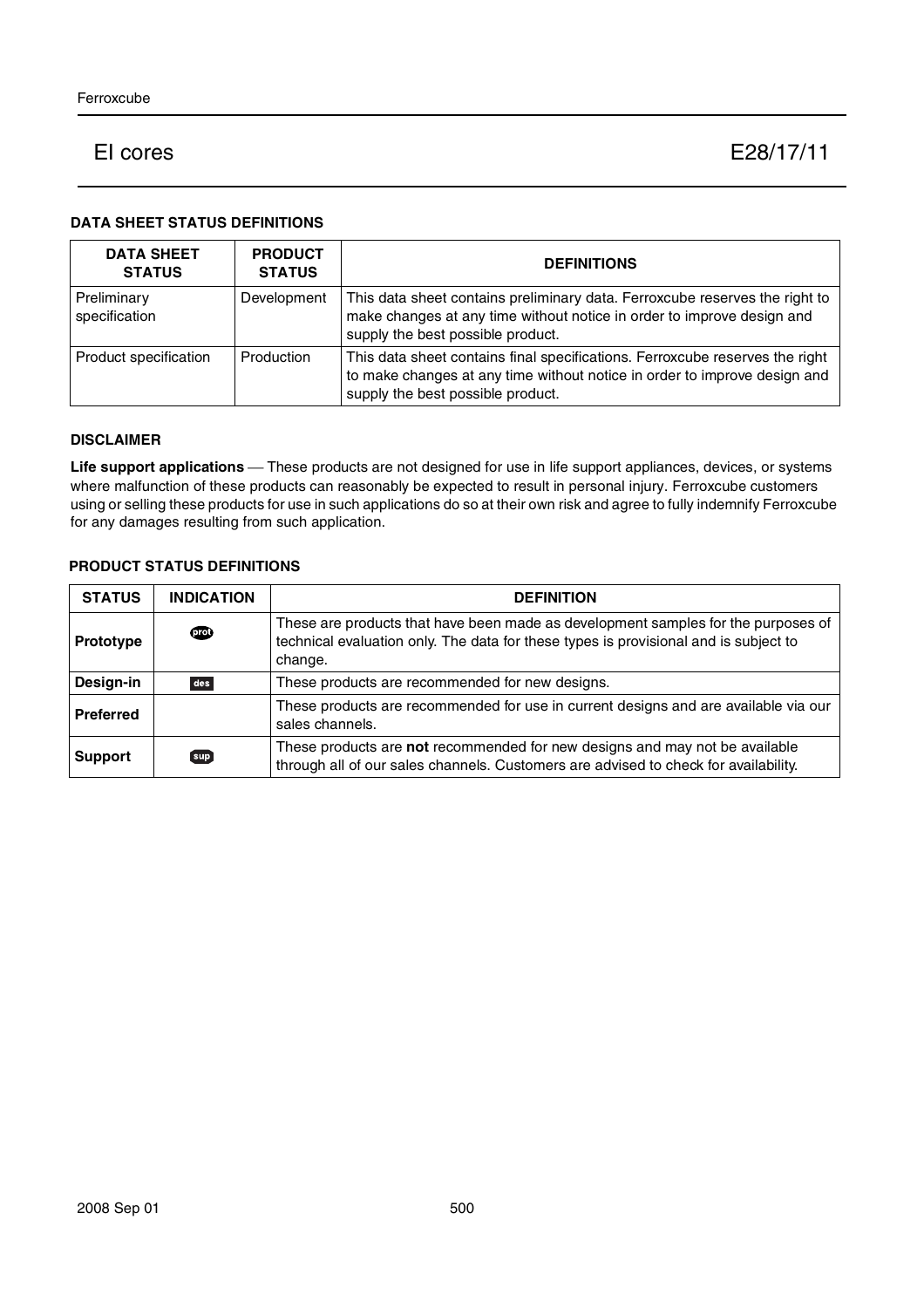## DATA SHEET STATUS DEFINITIONS

| DATA SHEET STATUS | PRODUCT STATUS | DEFINITIONS |
|---|---|---|
| Preliminary specification | Development | This data sheet contains preliminary data. Ferroxcube reserves the right to make changes at any time without notice in order to improve design and supply the best possible product. |
| Product specification | Production | This data sheet contains final specifications. Ferroxcube reserves the right to make changes at any time without notice in order to improve design and supply the best possible product. |

## DISCLAIMER

**Life support applications** — These products are not designed for use in life support appliances, devices, or systems where malfunction of these products can reasonably be expected to result in personal injury. Ferroxcube customers using or selling these products for use in such applications do so at their own risk and agree to fully indemnify Ferroxcube for any damages resulting from such application.

## PRODUCT STATUS DEFINITIONS

| STATUS | INDICATION | DEFINITION |
|---|---|---|
| **Prototype** | prot | These are products that have been made as development samples for the purposes of technical evaluation only. The data for these types is provisional and is subject to change. |
| **Design-in** | des | These products are recommended for new designs. |
| **Preferred** | | These products are recommended for use in current designs and are available via our sales channels. |
| **Support** | sup | These products are **not** recommended for new designs and may not be available through all of our sales channels. Customers are advised to check for availability. |